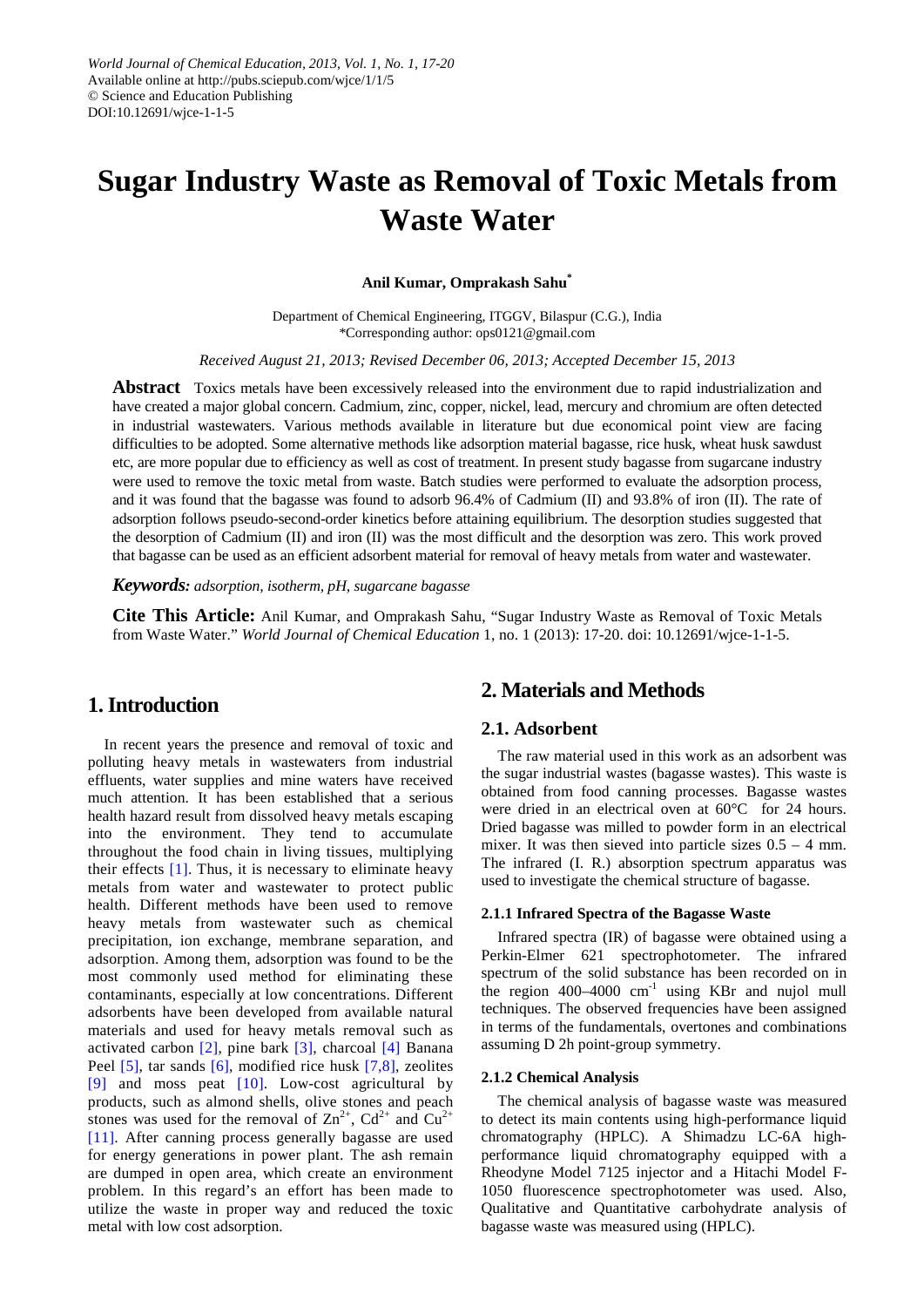# Sugar Industry Waste as Removal of Toxic Metals from Waste Water

**Anil Kumar, Omprakash Sahu***

Department of Chemical Engineering, ITGGV, Bilaspur (C.G.), India
*Corresponding author: ops0121@gmail.com

*Received August 21, 2013; Revised December 06, 2013; Accepted December 15, 2013*

**Abstract** Toxics metals have been excessively released into the environment due to rapid industrialization and have created a major global concern. Cadmium, zinc, copper, nickel, lead, mercury and chromium are often detected in industrial wastewaters. Various methods available in literature but due economical point view are facing difficulties to be adopted. Some alternative methods like adsorption material bagasse, rice husk, wheat husk sawdust etc, are more popular due to efficiency as well as cost of treatment. In present study bagasse from sugarcane industry were used to remove the toxic metal from waste. Batch studies were performed to evaluate the adsorption process, and it was found that the bagasse was found to adsorb 96.4% of Cadmium (II) and 93.8% of iron (II). The rate of adsorption follows pseudo-second-order kinetics before attaining equilibrium. The desorption studies suggested that the desorption of Cadmium (II) and iron (II) was the most difficult and the desorption was zero. This work proved that bagasse can be used as an efficient adsorbent material for removal of heavy metals from water and wastewater.

***Keywords:*** *adsorption, isotherm, pH, sugarcane bagasse*

**Cite This Article:** Anil Kumar, and Omprakash Sahu, "Sugar Industry Waste as Removal of Toxic Metals from Waste Water." *World Journal of Chemical Education* 1, no. 1 (2013): 17-20. doi: 10.12691/wjce-1-1-5.

## 1. Introduction

In recent years the presence and removal of toxic and polluting heavy metals in wastewaters from industrial effluents, water supplies and mine waters have received much attention. It has been established that a serious health hazard result from dissolved heavy metals escaping into the environment. They tend to accumulate throughout the food chain in living tissues, multiplying their effects [1]. Thus, it is necessary to eliminate heavy metals from water and wastewater to protect public health. Different methods have been used to remove heavy metals from wastewater such as chemical precipitation, ion exchange, membrane separation, and adsorption. Among them, adsorption was found to be the most commonly used method for eliminating these contaminants, especially at low concentrations. Different adsorbents have been developed from available natural materials and used for heavy metals removal such as activated carbon [2], pine bark [3], charcoal [4] Banana Peel [5], tar sands [6], modified rice husk [7,8], zeolites [9] and moss peat [10]. Low-cost agricultural by products, such as almond shells, olive stones and peach stones was used for the removal of $Zn^{2+}$, $Cd^{2+}$ and $Cu^{2+}$ [11]. After canning process generally bagasse are used for energy generations in power plant. The ash remain are dumped in open area, which create an environment problem. In this regard's an effort has been made to utilize the waste in proper way and reduced the toxic metal with low cost adsorption.

## 2. Materials and Methods

### 2.1. Adsorbent

The raw material used in this work as an adsorbent was the sugar industrial wastes (bagasse wastes). This waste is obtained from food canning processes. Bagasse wastes were dried in an electrical oven at 60°C for 24 hours. Dried bagasse was milled to powder form in an electrical mixer. It was then sieved into particle sizes 0.5 – 4 mm. The infrared (I. R.) absorption spectrum apparatus was used to investigate the chemical structure of bagasse.

#### 2.1.1 Infrared Spectra of the Bagasse Waste

Infrared spectra (IR) of bagasse were obtained using a Perkin-Elmer 621 spectrophotometer. The infrared spectrum of the solid substance has been recorded on in the region 400–4000 $cm^{-1}$ using KBr and nujol mull techniques. The observed frequencies have been assigned in terms of the fundamentals, overtones and combinations assuming D 2h point-group symmetry.

#### 2.1.2 Chemical Analysis

The chemical analysis of bagasse waste was measured to detect its main contents using high-performance liquid chromatography (HPLC). A Shimadzu LC-6A high-performance liquid chromatography equipped with a Rheodyne Model 7125 injector and a Hitachi Model F-1050 fluorescence spectrophotometer was used. Also, Qualitative and Quantitative carbohydrate analysis of bagasse waste was measured using (HPLC).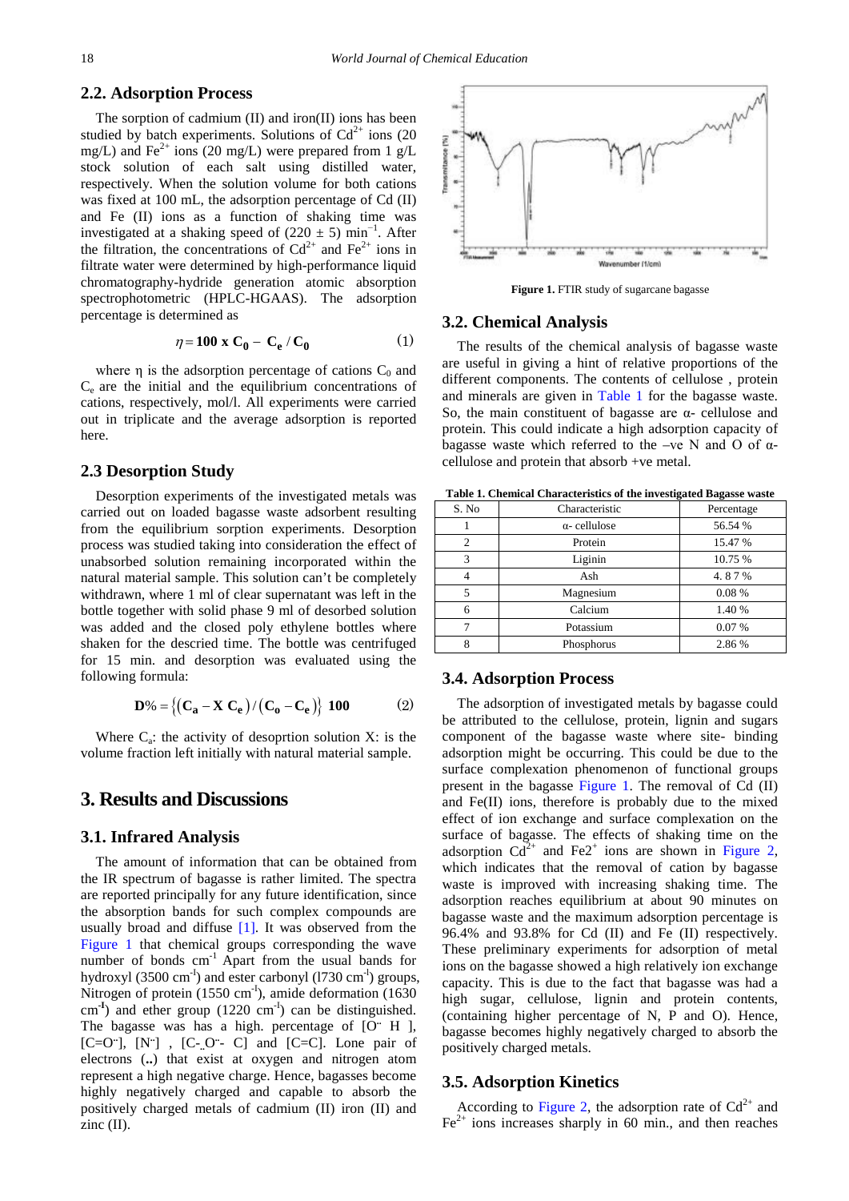## 2.2. Adsorption Process

The sorption of cadmium (II) and iron(II) ions has been studied by batch experiments. Solutions of $Cd^{2+}$ ions (20 mg/L) and $Fe^{2+}$ ions (20 mg/L) were prepared from 1 g/L stock solution of each salt using distilled water, respectively. When the solution volume for both cations was fixed at 100 mL, the adsorption percentage of Cd (II) and Fe (II) ions as a function of shaking time was investigated at a shaking speed of (220 ± 5) $min^{-1}$. After the filtration, the concentrations of $Cd^{2+}$ and $Fe^{2+}$ ions in filtrate water were determined by high-performance liquid chromatography-hydride generation atomic absorption spectrophotometric (HPLC-HGAAS). The adsorption percentage is determined as

$$\eta = \mathbf{100\ x\ C_0 - C_e / C_0} \qquad (1)$$

where η is the adsorption percentage of cations $C_0$ and $C_e$ are the initial and the equilibrium concentrations of cations, respectively, mol/l. All experiments were carried out in triplicate and the average adsorption is reported here.

## 2.3 Desorption Study

Desorption experiments of the investigated metals was carried out on loaded bagasse waste adsorbent resulting from the equilibrium sorption experiments. Desorption process was studied taking into consideration the effect of unabsorbed solution remaining incorporated within the natural material sample. This solution can't be completely withdrawn, where 1 ml of clear supernatant was left in the bottle together with solid phase 9 ml of desorbed solution was added and the closed poly ethylene bottles where shaken for the descried time. The bottle was centrifuged for 15 min. and desorption was evaluated using the following formula:

$$\mathbf{D\%} = \left\{ \left( \mathbf{C_a - X\ C_e} \right) / \left( \mathbf{C_0 - C_e} \right) \right\}\ \mathbf{100} \qquad (2)$$

Where $C_a$: the activity of desoprtion solution X: is the volume fraction left initially with natural material sample.

# 3. Results and Discussions

## 3.1. Infrared Analysis

The amount of information that can be obtained from the IR spectrum of bagasse is rather limited. The spectra are reported principally for any future identification, since the absorption bands for such complex compounds are usually broad and diffuse [1]. It was observed from the Figure 1 that chemical groups corresponding the wave number of bonds $cm^{-1}$ Apart from the usual bands for hydroxyl (3500 $cm^{-1}$) and ester carbonyl (l730 $cm^{-1}$) groups, Nitrogen of protein (1550 $cm^{-1}$), amide deformation (1630 $cm^{-1}$) and ether group (1220 $cm^{-1}$) can be distinguished. The bagasse was has a high. percentage of [O¨ H ], [C=O¨], [N¨] , [C-..O¨- C] and [C=C]. Lone pair of electrons (**..**) that exist at oxygen and nitrogen atom represent a high negative charge. Hence, bagasses become highly negatively charged and capable to absorb the positively charged metals of cadmium (II) iron (II) and zinc (II).

**Figure 1.** FTIR study of sugarcane bagasse

## 3.2. Chemical Analysis

The results of the chemical analysis of bagasse waste are useful in giving a hint of relative proportions of the different components. The contents of cellulose , protein and minerals are given in Table 1 for the bagasse waste. So, the main constituent of bagasse are α- cellulose and protein. This could indicate a high adsorption capacity of bagasse waste which referred to the –ve N and O of α-cellulose and protein that absorb +ve metal.

**Table 1. Chemical Characteristics of the investigated Bagasse waste**

| S. No | Characteristic | Percentage |
|---|---|---|
| 1 | α- cellulose | 56.54 % |
| 2 | Protein | 15.47 % |
| 3 | Liginin | 10.75 % |
| 4 | Ash | 4. 8 7 % |
| 5 | Magnesium | 0.08 % |
| 6 | Calcium | 1.40 % |
| 7 | Potassium | 0.07 % |
| 8 | Phosphorus | 2.86 % |

## 3.4. Adsorption Process

The adsorption of investigated metals by bagasse could be attributed to the cellulose, protein, lignin and sugars component of the bagasse waste where site- binding adsorption might be occurring. This could be due to the surface complexation phenomenon of functional groups present in the bagasse Figure 1. The removal of Cd (II) and Fe(II) ions, therefore is probably due to the mixed effect of ion exchange and surface complexation on the surface of bagasse. The effects of shaking time on the adsorption $Cd^{2+}$ and Fe2$^{+}$ ions are shown in Figure 2, which indicates that the removal of cation by bagasse waste is improved with increasing shaking time. The adsorption reaches equilibrium at about 90 minutes on bagasse waste and the maximum adsorption percentage is 96.4% and 93.8% for Cd (II) and Fe (II) respectively. These preliminary experiments for adsorption of metal ions on the bagasse showed a high relatively ion exchange capacity. This is due to the fact that bagasse was had a high sugar, cellulose, lignin and protein contents, (containing higher percentage of N, P and O). Hence, bagasse becomes highly negatively charged to absorb the positively charged metals.

## 3.5. Adsorption Kinetics

According to Figure 2, the adsorption rate of $Cd^{2+}$ and $Fe^{2+}$ ions increases sharply in 60 min., and then reaches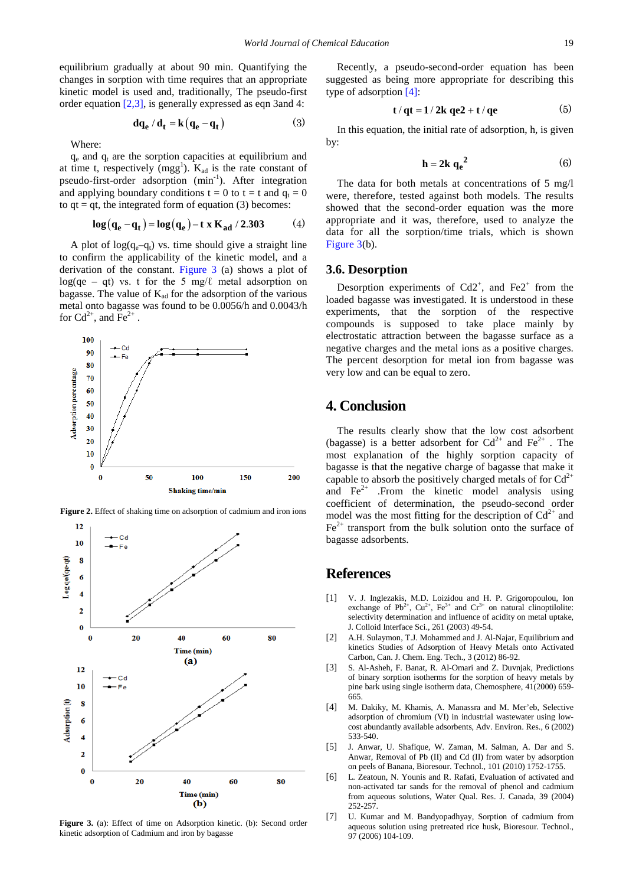equilibrium gradually at about 90 min. Quantifying the changes in sorption with time requires that an appropriate kinetic model is used and, traditionally, The pseudo-first order equation [2,3], is generally expressed as eqn 3and 4:

$$dq_e / d_t = k(q_e - q_t) \quad (3)$$

Where:

$q_e$ and $q_t$ are the sorption capacities at equilibrium and at time t, respectively (mgg[1]). $K_{ad}$ is the rate constant of pseudo-first-order adsorption ($min^{-1}$). After integration and applying boundary conditions t = 0 to t = t and $q_t = 0$ to qt = qt, the integrated form of equation (3) becomes:

$$\log(q_e - q_t) = \log(q_e) - t \text{ x } K_{ad} / 2.303 \quad (4)$$

A plot of $\log(q_e–q_t)$ vs. time should give a straight line to confirm the applicability of the kinetic model, and a derivation of the constant. Figure 3 (a) shows a plot of log(qe – qt) vs. t for the 5 mg/ℓ metal adsorption on bagasse. The value of $K_{ad}$ for the adsorption of the various metal onto bagasse was found to be 0.0056/h and 0.0043/h for $Cd^{2+}$, and $Fe^{2+}$ .

**Figure 2.** Effect of shaking time on adsorption of cadmium and iron ions

**Figure 3.** (a): Effect of time on Adsorption kinetic. (b): Second order kinetic adsorption of Cadmium and iron by bagasse

Recently, a pseudo-second-order equation has been suggested as being more appropriate for describing this type of adsorption [4]:

$$t / qt = 1 / 2k\, qe2 + t / qe \quad (5)$$

In this equation, the initial rate of adsorption, h, is given by:

$$h = 2k\, q_e^2 \quad (6)$$

The data for both metals at concentrations of 5 mg/l were, therefore, tested against both models. The results showed that the second-order equation was the more appropriate and it was, therefore, used to analyze the data for all the sorption/time trials, which is shown Figure 3(b).

## 3.6. Desorption

Desorption experiments of Cd2+, and Fe2+ from the loaded bagasse was investigated. It is understood in these experiments, that the sorption of the respective compounds is supposed to take place mainly by electrostatic attraction between the bagasse surface as a negative charges and the metal ions as a positive charges. The percent desorption for metal ion from bagasse was very low and can be equal to zero.

# 4. Conclusion

The results clearly show that the low cost adsorbent (bagasse) is a better adsorbent for $Cd^{2+}$ and $Fe^{2+}$ . The most explanation of the highly sorption capacity of bagasse is that the negative charge of bagasse that make it capable to absorb the positively charged metals of for $Cd^{2+}$ and $Fe^{2+}$ .From the kinetic model analysis using coefficient of determination, the pseudo-second order model was the most fitting for the description of $Cd^{2+}$ and $Fe^{2+}$ transport from the bulk solution onto the surface of bagasse adsorbents.

# References

[1] V. J. Inglezakis, M.D. Loizidou and H. P. Grigoropoulou, Ion exchange of $Pb^{2+}$, $Cu^{2+}$, $Fe^{3+}$ and $Cr^{3+}$ on natural clinoptilolite: selectivity determination and influence of acidity on metal uptake, J. Colloid Interface Sci., 261 (2003) 49-54.

[2] A.H. Sulaymon, T.J. Mohammed and J. Al-Najar, Equilibrium and kinetics Studies of Adsorption of Heavy Metals onto Activated Carbon, Can. J. Chem. Eng. Tech., 3 (2012) 86-92.

[3] S. Al-Asheh, F. Banat, R. Al-Omari and Z. Duvnjak, Predictions of binary sorption isotherms for the sorption of heavy metals by pine bark using single isotherm data, Chemosphere, 41(2000) 659-665.

[4] M. Dakiky, M. Khamis, A. Manassra and M. Mer'eb, Selective adsorption of chromium (VI) in industrial wastewater using low-cost abundantly available adsorbents, Adv. Environ. Res., 6 (2002) 533-540.

[5] J. Anwar, U. Shafique, W. Zaman, M. Salman, A. Dar and S. Anwar, Removal of Pb (II) and Cd (II) from water by adsorption on peels of Banana, Bioresour. Technol., 101 (2010) 1752-1755.

[6] L. Zeatoun, N. Younis and R. Rafati, Evaluation of activated and non-activated tar sands for the removal of phenol and cadmium from aqueous solutions, Water Qual. Res. J. Canada, 39 (2004) 252-257.

[7] U. Kumar and M. Bandyopadhyay, Sorption of cadmium from aqueous solution using pretreated rice husk, Bioresour. Technol., 97 (2006) 104-109.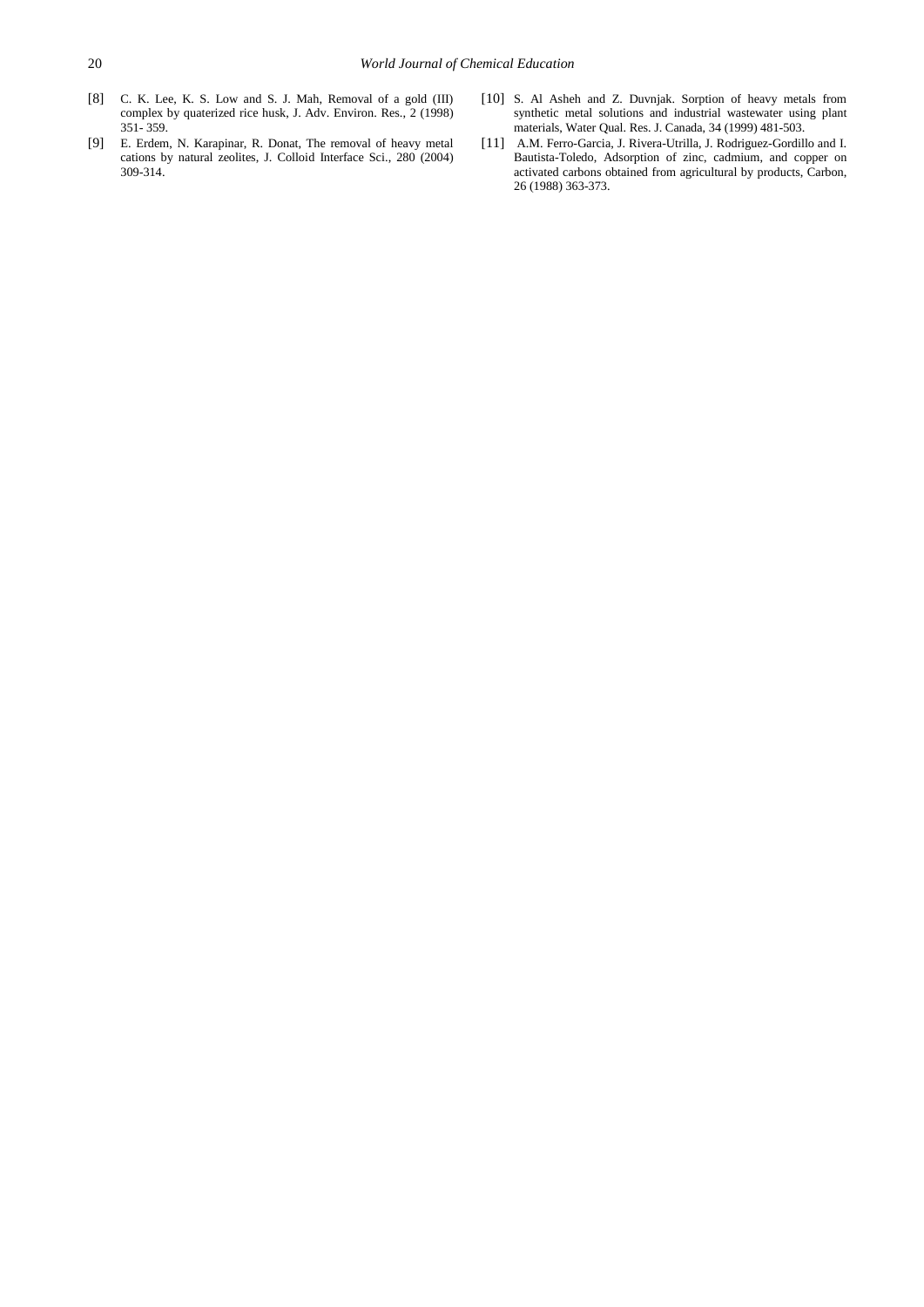[8] C. K. Lee, K. S. Low and S. J. Mah, Removal of a gold (III) complex by quaterized rice husk, J. Adv. Environ. Res., 2 (1998) 351- 359.

[9] E. Erdem, N. Karapinar, R. Donat, The removal of heavy metal cations by natural zeolites, J. Colloid Interface Sci., 280 (2004) 309-314.

[10] S. Al Asheh and Z. Duvnjak. Sorption of heavy metals from synthetic metal solutions and industrial wastewater using plant materials, Water Qual. Res. J. Canada, 34 (1999) 481-503.

[11] A.M. Ferro-Garcia, J. Rivera-Utrilla, J. Rodriguez-Gordillo and I. Bautista-Toledo, Adsorption of zinc, cadmium, and copper on activated carbons obtained from agricultural by products, Carbon, 26 (1988) 363-373.